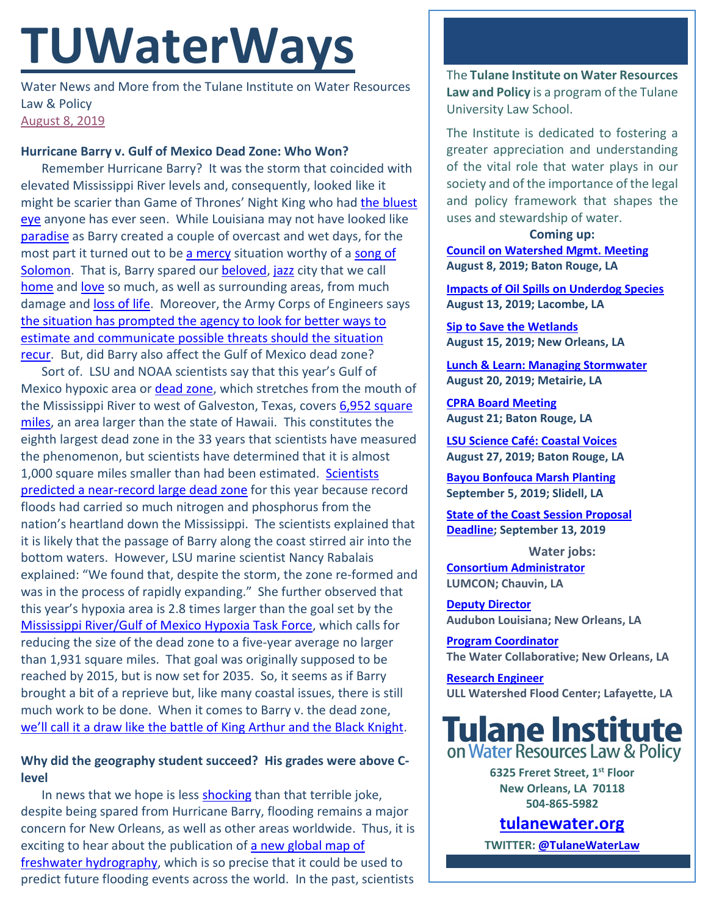# TUWaterWays

Water News and More from the Tulane Institute on Water Resources Law & Policy
August 8, 2019

**Hurricane Barry v. Gulf of Mexico Dead Zone: Who Won?**

Remember Hurricane Barry? It was the storm that coincided with elevated Mississippi River levels and, consequently, looked like it might be scarier than Game of Thrones' Night King who had the bluest eye anyone has ever seen. While Louisiana may not have looked like paradise as Barry created a couple of overcast and wet days, for the most part it turned out to be a mercy situation worthy of a song of Solomon. That is, Barry spared our beloved, jazz city that we call home and love so much, as well as surrounding areas, from much damage and loss of life. Moreover, the Army Corps of Engineers says the situation has prompted the agency to look for better ways to estimate and communicate possible threats should the situation recur. But, did Barry also affect the Gulf of Mexico dead zone?

Sort of. LSU and NOAA scientists say that this year's Gulf of Mexico hypoxic area or dead zone, which stretches from the mouth of the Mississippi River to west of Galveston, Texas, covers 6,952 square miles, an area larger than the state of Hawaii. This constitutes the eighth largest dead zone in the 33 years that scientists have measured the phenomenon, but scientists have determined that it is almost 1,000 square miles smaller than had been estimated. Scientists predicted a near-record large dead zone for this year because record floods had carried so much nitrogen and phosphorus from the nation's heartland down the Mississippi. The scientists explained that it is likely that the passage of Barry along the coast stirred air into the bottom waters. However, LSU marine scientist Nancy Rabalais explained: "We found that, despite the storm, the zone re-formed and was in the process of rapidly expanding." She further observed that this year's hypoxia area is 2.8 times larger than the goal set by the Mississippi River/Gulf of Mexico Hypoxia Task Force, which calls for reducing the size of the dead zone to a five-year average no larger than 1,931 square miles. That goal was originally supposed to be reached by 2015, but is now set for 2035. So, it seems as if Barry brought a bit of a reprieve but, like many coastal issues, there is still much work to be done. When it comes to Barry v. the dead zone, we'll call it a draw like the battle of King Arthur and the Black Knight.

**Why did the geography student succeed? His grades were above C-level**

In news that we hope is less shocking than that terrible joke, despite being spared from Hurricane Barry, flooding remains a major concern for New Orleans, as well as other areas worldwide. Thus, it is exciting to hear about the publication of a new global map of freshwater hydrography, which is so precise that it could be used to predict future flooding events across the world. In the past, scientists

---

The **Tulane Institute on Water Resources Law and Policy** is a program of the Tulane University Law School.

The Institute is dedicated to fostering a greater appreciation and understanding of the vital role that water plays in our society and of the importance of the legal and policy framework that shapes the uses and stewardship of water.

**Coming up:**

**Council on Watershed Mgmt. Meeting**
**August 8, 2019; Baton Rouge, LA**

**Impacts of Oil Spills on Underdog Species**
**August 13, 2019; Lacombe, LA**

**Sip to Save the Wetlands**
**August 15, 2019; New Orleans, LA**

**Lunch & Learn: Managing Stormwater**
**August 20, 2019; Metairie, LA**

**CPRA Board Meeting**
**August 21; Baton Rouge, LA**

**LSU Science Café: Coastal Voices**
**August 27, 2019; Baton Rouge, LA**

**Bayou Bonfouca Marsh Planting**
**September 5, 2019; Slidell, LA**

**State of the Coast Session Proposal Deadline; September 13, 2019**

**Water jobs:**

**Consortium Administrator**
**LUMCON; Chauvin, LA**

**Deputy Director**
**Audubon Louisiana; New Orleans, LA**

**Program Coordinator**
**The Water Collaborative; New Orleans, LA**

**Research Engineer**
**ULL Watershed Flood Center; Lafayette, LA**

**Tulane Institute on Water Resources Law & Policy**

**6325 Freret Street, 1st Floor**
**New Orleans, LA 70118**
**504-865-5982**

**tulanewater.org**

**TWITTER: @TulaneWaterLaw**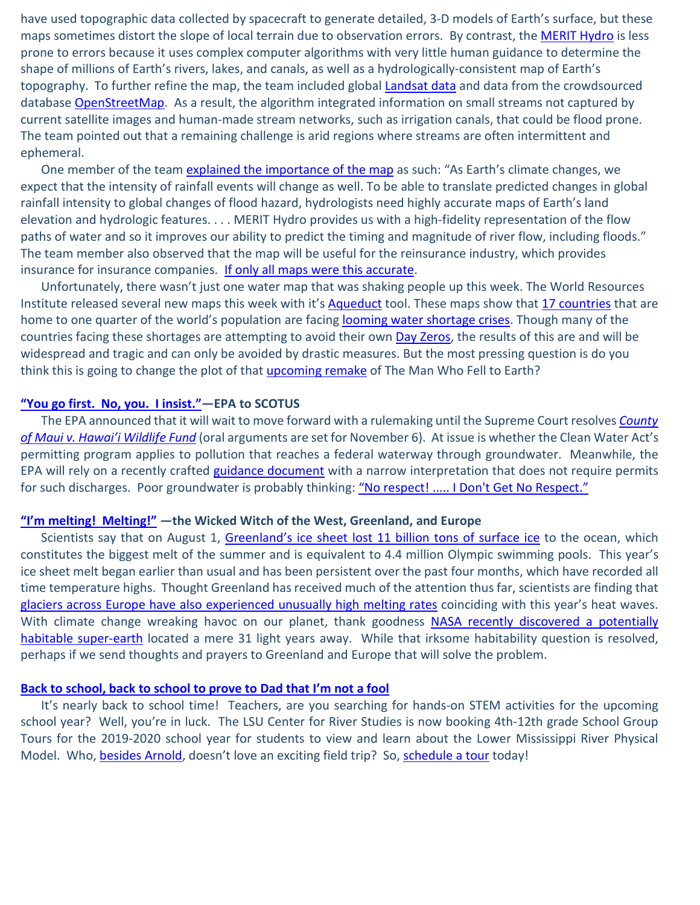have used topographic data collected by spacecraft to generate detailed, 3-D models of Earth's surface, but these maps sometimes distort the slope of local terrain due to observation errors. By contrast, the MERIT Hydro is less prone to errors because it uses complex computer algorithms with very little human guidance to determine the shape of millions of Earth's rivers, lakes, and canals, as well as a hydrologically-consistent map of Earth's topography. To further refine the map, the team included global Landsat data and data from the crowdsourced database OpenStreetMap. As a result, the algorithm integrated information on small streams not captured by current satellite images and human-made stream networks, such as irrigation canals, that could be flood prone. The team pointed out that a remaining challenge is arid regions where streams are often intermittent and ephemeral.

One member of the team explained the importance of the map as such: "As Earth's climate changes, we expect that the intensity of rainfall events will change as well. To be able to translate predicted changes in global rainfall intensity to global changes of flood hazard, hydrologists need highly accurate maps of Earth's land elevation and hydrologic features. . . . MERIT Hydro provides us with a high-fidelity representation of the flow paths of water and so it improves our ability to predict the timing and magnitude of river flow, including floods." The team member also observed that the map will be useful for the reinsurance industry, which provides insurance for insurance companies. If only all maps were this accurate.

Unfortunately, there wasn't just one water map that was shaking people up this week. The World Resources Institute released several new maps this week with it's Aqueduct tool. These maps show that 17 countries that are home to one quarter of the world's population are facing looming water shortage crises. Though many of the countries facing these shortages are attempting to avoid their own Day Zeros, the results of this are and will be widespread and tragic and can only be avoided by drastic measures. But the most pressing question is do you think this is going to change the plot of that upcoming remake of The Man Who Fell to Earth?

**"You go first. No, you. I insist."—EPA to SCOTUS**

The EPA announced that it will wait to move forward with a rulemaking until the Supreme Court resolves *County of Maui v. Hawai'i Wildlife Fund* (oral arguments are set for November 6). At issue is whether the Clean Water Act's permitting program applies to pollution that reaches a federal waterway through groundwater. Meanwhile, the EPA will rely on a recently crafted guidance document with a narrow interpretation that does not require permits for such discharges. Poor groundwater is probably thinking: "No respect! ..... I Don't Get No Respect."

**"I'm melting! Melting!" —the Wicked Witch of the West, Greenland, and Europe**

Scientists say that on August 1, Greenland's ice sheet lost 11 billion tons of surface ice to the ocean, which constitutes the biggest melt of the summer and is equivalent to 4.4 million Olympic swimming pools. This year's ice sheet melt began earlier than usual and has been persistent over the past four months, which have recorded all time temperature highs. Thought Greenland has received much of the attention thus far, scientists are finding that glaciers across Europe have also experienced unusually high melting rates coinciding with this year's heat waves. With climate change wreaking havoc on our planet, thank goodness NASA recently discovered a potentially habitable super-earth located a mere 31 light years away. While that irksome habitability question is resolved, perhaps if we send thoughts and prayers to Greenland and Europe that will solve the problem.

**Back to school, back to school to prove to Dad that I'm not a fool**

It's nearly back to school time! Teachers, are you searching for hands-on STEM activities for the upcoming school year? Well, you're in luck. The LSU Center for River Studies is now booking 4th-12th grade School Group Tours for the 2019-2020 school year for students to view and learn about the Lower Mississippi River Physical Model. Who, besides Arnold, doesn't love an exciting field trip? So, schedule a tour today!